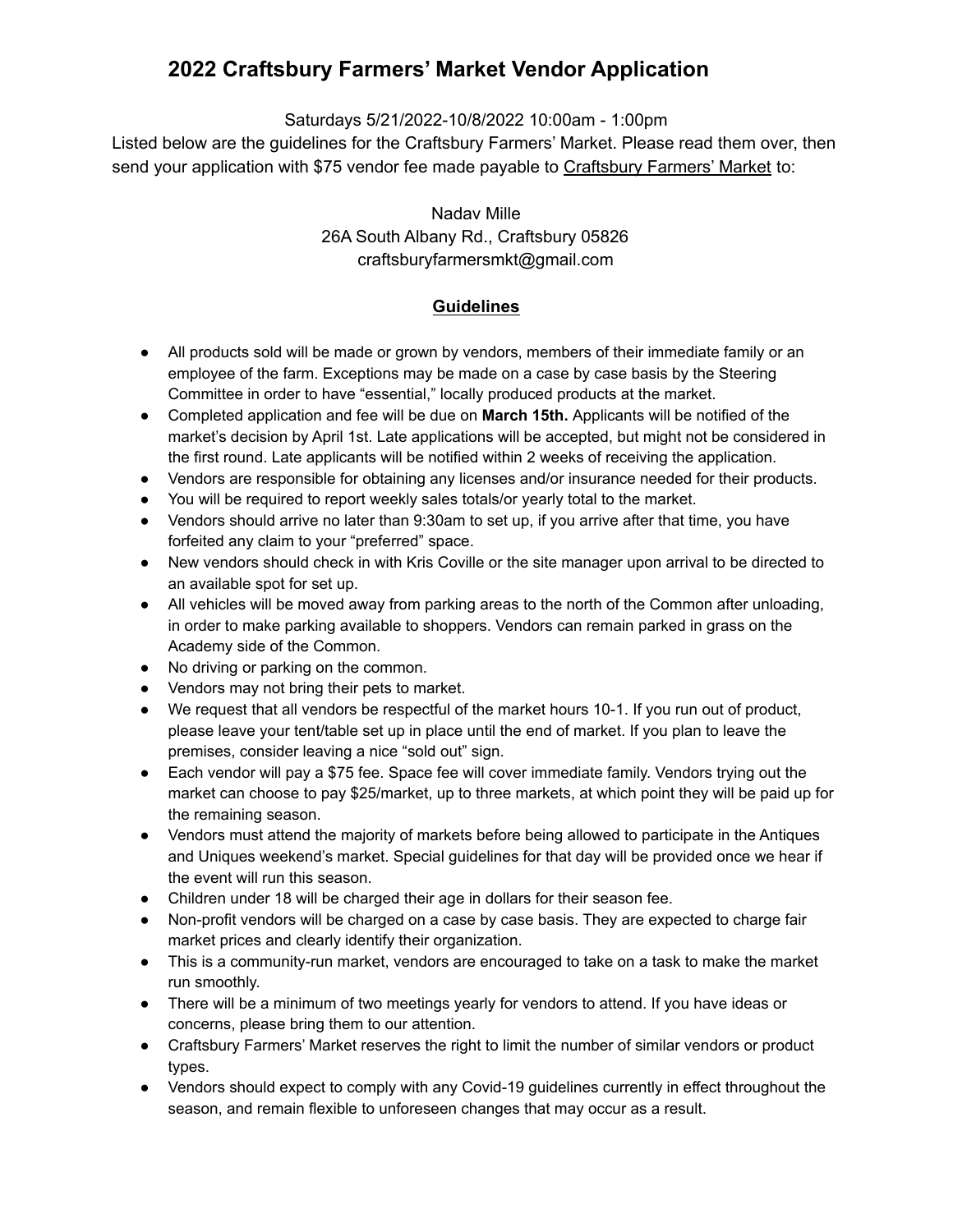# 2022 Craftsbury Farmers' Market Vendor Application

Saturdays 5/21/2022-10/8/2022 10:00am - 1:00pm

Listed below are the guidelines for the Craftsbury Farmers' Market. Please read them over, then send your application with $75 vendor fee made payable to Craftsbury Farmers' Market to:

Nadav Mille
26A South Albany Rd., Craftsbury 05826
craftsburyfarmersmkt@gmail.com

## Guidelines

- All products sold will be made or grown by vendors, members of their immediate family or an employee of the farm. Exceptions may be made on a case by case basis by the Steering Committee in order to have "essential," locally produced products at the market.
- Completed application and fee will be due on **March 15th.** Applicants will be notified of the market's decision by April 1st. Late applications will be accepted, but might not be considered in the first round. Late applicants will be notified within 2 weeks of receiving the application.
- Vendors are responsible for obtaining any licenses and/or insurance needed for their products.
- You will be required to report weekly sales totals/or yearly total to the market.
- Vendors should arrive no later than 9:30am to set up, if you arrive after that time, you have forfeited any claim to your "preferred" space.
- New vendors should check in with Kris Coville or the site manager upon arrival to be directed to an available spot for set up.
- All vehicles will be moved away from parking areas to the north of the Common after unloading, in order to make parking available to shoppers. Vendors can remain parked in grass on the Academy side of the Common.
- No driving or parking on the common.
- Vendors may not bring their pets to market.
- We request that all vendors be respectful of the market hours 10-1. If you run out of product, please leave your tent/table set up in place until the end of market. If you plan to leave the premises, consider leaving a nice "sold out" sign.
- Each vendor will pay a $75 fee. Space fee will cover immediate family. Vendors trying out the market can choose to pay $25/market, up to three markets, at which point they will be paid up for the remaining season.
- Vendors must attend the majority of markets before being allowed to participate in the Antiques and Uniques weekend's market. Special guidelines for that day will be provided once we hear if the event will run this season.
- Children under 18 will be charged their age in dollars for their season fee.
- Non-profit vendors will be charged on a case by case basis. They are expected to charge fair market prices and clearly identify their organization.
- This is a community-run market, vendors are encouraged to take on a task to make the market run smoothly.
- There will be a minimum of two meetings yearly for vendors to attend. If you have ideas or concerns, please bring them to our attention.
- Craftsbury Farmers' Market reserves the right to limit the number of similar vendors or product types.
- Vendors should expect to comply with any Covid-19 guidelines currently in effect throughout the season, and remain flexible to unforeseen changes that may occur as a result.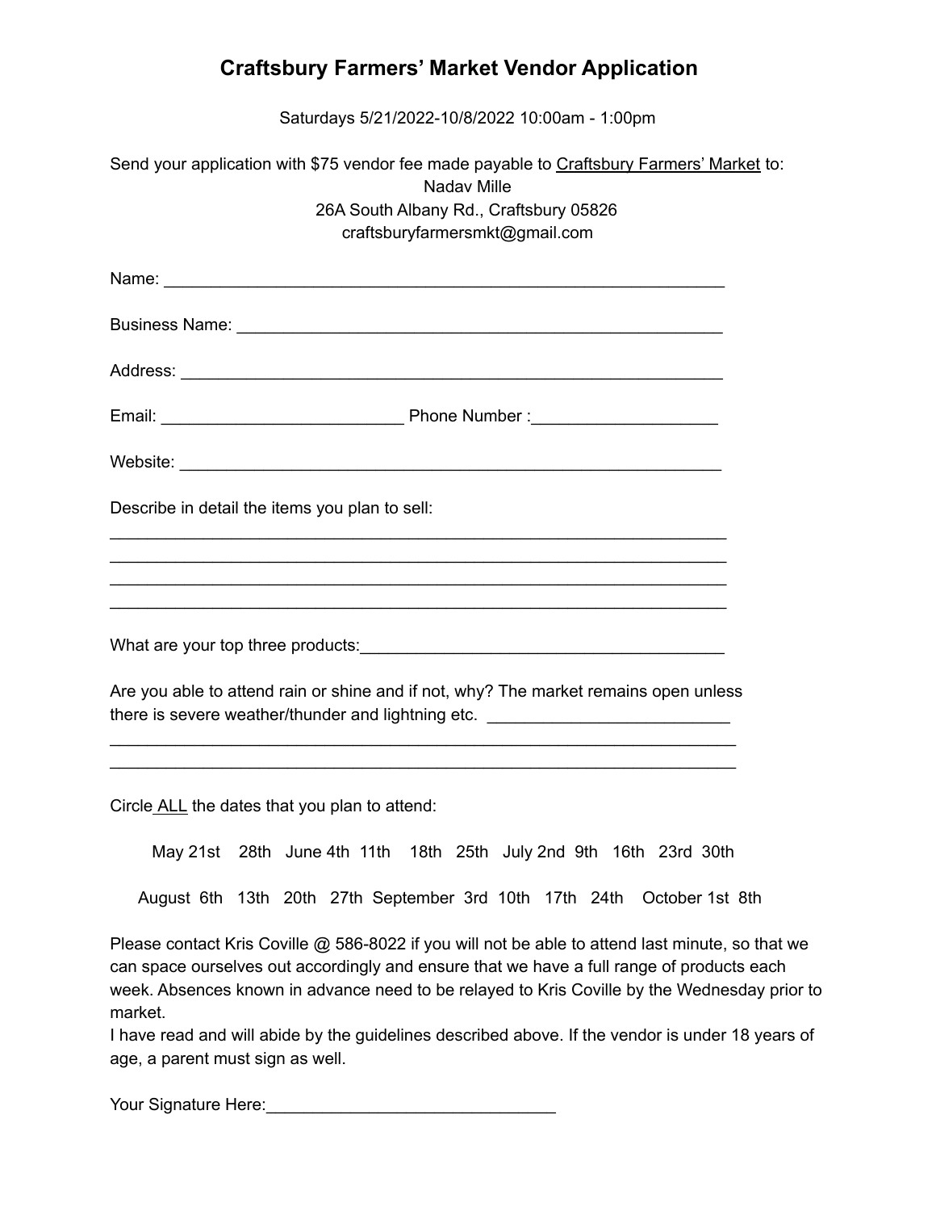# Craftsbury Farmers' Market Vendor Application

Saturdays 5/21/2022-10/8/2022 10:00am - 1:00pm

Send your application with $75 vendor fee made payable to Craftsbury Farmers' Market to:
Nadav Mille
26A South Albany Rd., Craftsbury 05826
craftsburyfarmersmkt@gmail.com

Name: ______________________________________________________________

Business Name: ______________________________________________________

Address: ____________________________________________________________

Email: __________________________ Phone Number :____________________

Website: ____________________________________________________________

Describe in detail the items you plan to sell:

_____________________________________________________________________
_____________________________________________________________________
_____________________________________________________________________
_____________________________________________________________________

What are your top three products:________________________________________

Are you able to attend rain or shine and if not, why? The market remains open unless there is severe weather/thunder and lightning etc. __________________________

_____________________________________________________________________
_____________________________________________________________________

Circle ALL the dates that you plan to attend:

May 21st 28th June 4th 11th 18th 25th July 2nd 9th 16th 23rd 30th

August 6th 13th 20th 27th September 3rd 10th 17th 24th October 1st 8th

Please contact Kris Coville @ 586-8022 if you will not be able to attend last minute, so that we can space ourselves out accordingly and ensure that we have a full range of products each week. Absences known in advance need to be relayed to Kris Coville by the Wednesday prior to market.
I have read and will abide by the guidelines described above. If the vendor is under 18 years of age, a parent must sign as well.

Your Signature Here:_______________________________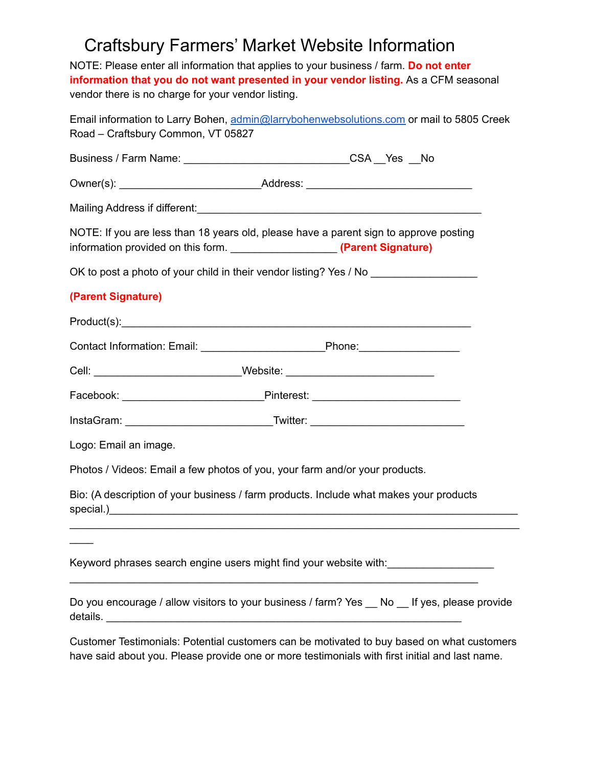# Craftsbury Farmers' Market Website Information

NOTE: Please enter all information that applies to your business / farm. **Do not enter information that you do not want presented in your vendor listing.** As a CFM seasonal vendor there is no charge for your vendor listing.

Email information to Larry Bohen, admin@larrybohenwebsolutions.com or mail to 5805 Creek Road – Craftsbury Common, VT 05827

Business / Farm Name: ____________________________CSA __Yes __No

Owner(s): ________________________Address: ____________________________

Mailing Address if different:_____________________________________________

NOTE: If you are less than 18 years old, please have a parent sign to approve posting information provided on this form. __________________ **(Parent Signature)**

OK to post a photo of your child in their vendor listing? Yes / No __________________

**(Parent Signature)**

Product(s):___________________________________________________________

Contact Information: Email: _____________________Phone:_________________

Cell: _________________________Website: _________________________

Facebook: ________________________Pinterest: _________________________

InstaGram: _________________________Twitter: __________________________

Logo: Email an image.

Photos / Videos: Email a few photos of you, your farm and/or your products.

Bio: (A description of your business / farm products. Include what makes your products special.)_______________________________________________________________________
_____________________________________________________________________________
____

Keyword phrases search engine users might find your website with:__________________
_____________________________________________________________________

Do you encourage / allow visitors to your business / farm? Yes __ No __ If yes, please provide details. ____________________________________________________________

Customer Testimonials: Potential customers can be motivated to buy based on what customers have said about you. Please provide one or more testimonials with first initial and last name.